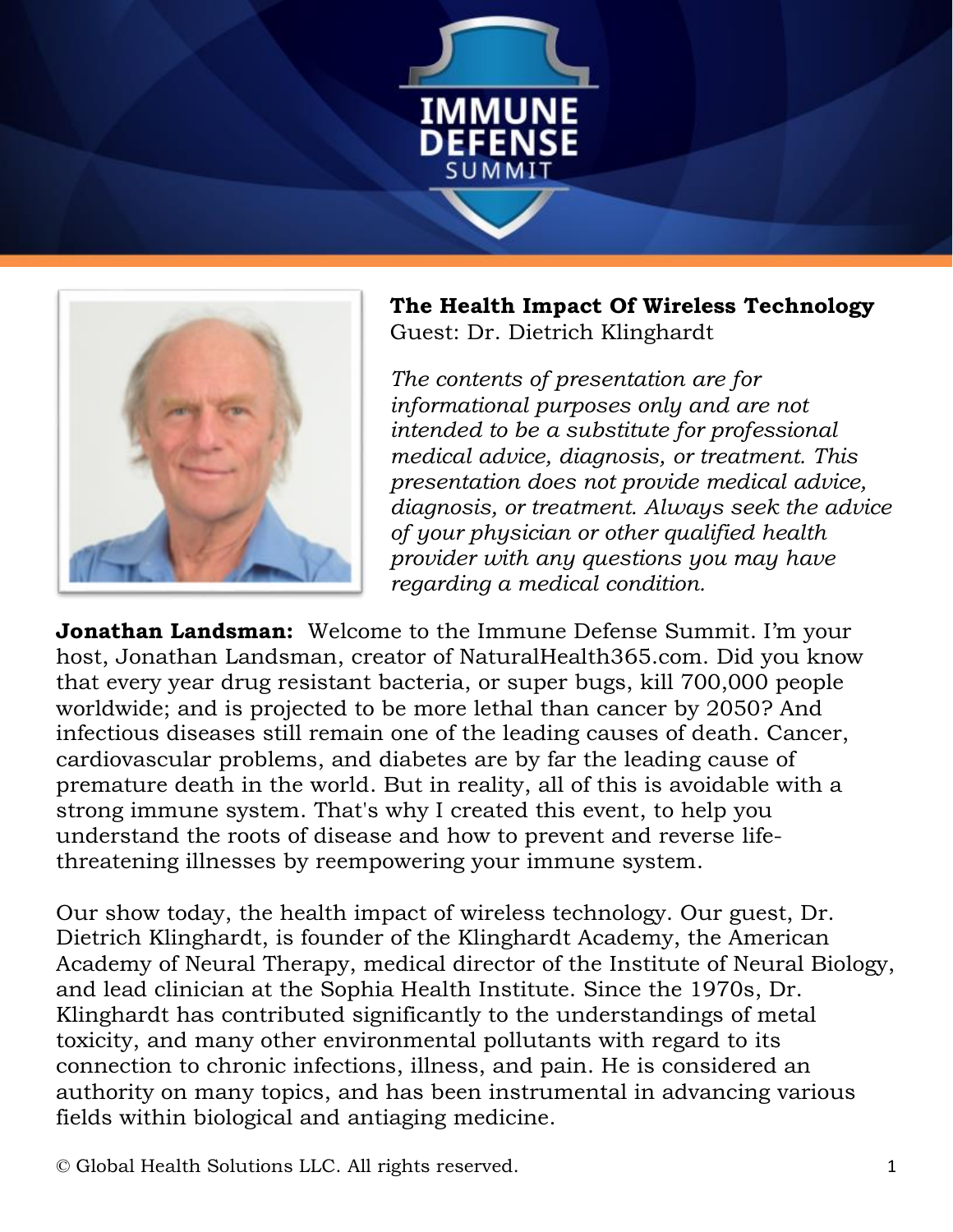# IMMUNE DEFENSE SUMMIT

**The Health Impact Of Wireless Technology**
Guest: Dr. Dietrich Klinghardt

*The contents of presentation are for informational purposes only and are not intended to be a substitute for professional medical advice, diagnosis, or treatment. This presentation does not provide medical advice, diagnosis, or treatment. Always seek the advice of your physician or other qualified health provider with any questions you may have regarding a medical condition.*

**Jonathan Landsman:** Welcome to the Immune Defense Summit. I'm your host, Jonathan Landsman, creator of NaturalHealth365.com. Did you know that every year drug resistant bacteria, or super bugs, kill 700,000 people worldwide; and is projected to be more lethal than cancer by 2050? And infectious diseases still remain one of the leading causes of death. Cancer, cardiovascular problems, and diabetes are by far the leading cause of premature death in the world. But in reality, all of this is avoidable with a strong immune system. That's why I created this event, to help you understand the roots of disease and how to prevent and reverse life-threatening illnesses by reempowering your immune system.

Our show today, the health impact of wireless technology. Our guest, Dr. Dietrich Klinghardt, is founder of the Klinghardt Academy, the American Academy of Neural Therapy, medical director of the Institute of Neural Biology, and lead clinician at the Sophia Health Institute. Since the 1970s, Dr. Klinghardt has contributed significantly to the understandings of metal toxicity, and many other environmental pollutants with regard to its connection to chronic infections, illness, and pain. He is considered an authority on many topics, and has been instrumental in advancing various fields within biological and antiaging medicine.

© Global Health Solutions LLC. All rights reserved.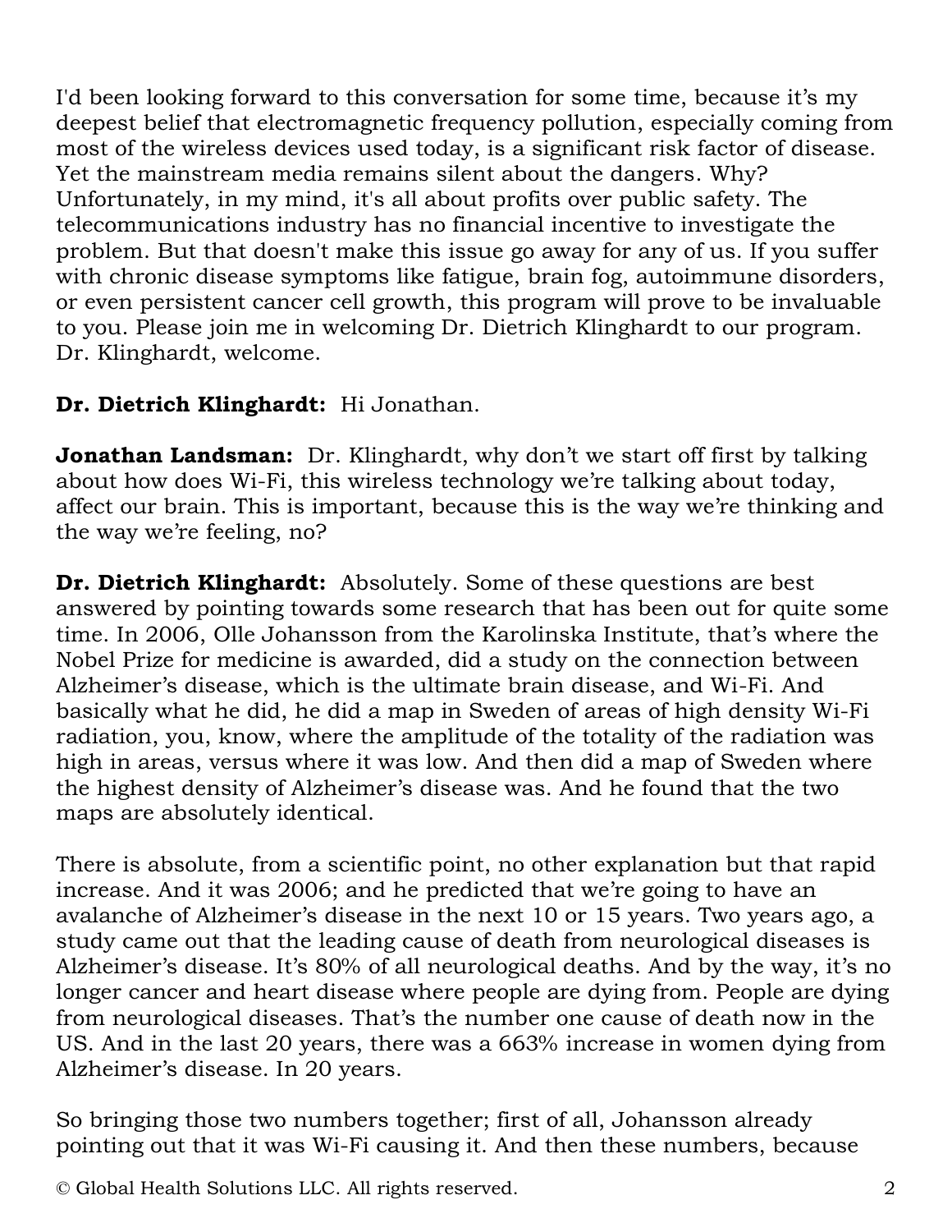I'd been looking forward to this conversation for some time, because it's my deepest belief that electromagnetic frequency pollution, especially coming from most of the wireless devices used today, is a significant risk factor of disease. Yet the mainstream media remains silent about the dangers. Why? Unfortunately, in my mind, it's all about profits over public safety. The telecommunications industry has no financial incentive to investigate the problem. But that doesn't make this issue go away for any of us. If you suffer with chronic disease symptoms like fatigue, brain fog, autoimmune disorders, or even persistent cancer cell growth, this program will prove to be invaluable to you. Please join me in welcoming Dr. Dietrich Klinghardt to our program. Dr. Klinghardt, welcome.

**Dr. Dietrich Klinghardt:** Hi Jonathan.

**Jonathan Landsman:** Dr. Klinghardt, why don't we start off first by talking about how does Wi-Fi, this wireless technology we're talking about today, affect our brain. This is important, because this is the way we're thinking and the way we're feeling, no?

**Dr. Dietrich Klinghardt:** Absolutely. Some of these questions are best answered by pointing towards some research that has been out for quite some time. In 2006, Olle Johansson from the Karolinska Institute, that's where the Nobel Prize for medicine is awarded, did a study on the connection between Alzheimer's disease, which is the ultimate brain disease, and Wi-Fi. And basically what he did, he did a map in Sweden of areas of high density Wi-Fi radiation, you, know, where the amplitude of the totality of the radiation was high in areas, versus where it was low. And then did a map of Sweden where the highest density of Alzheimer's disease was. And he found that the two maps are absolutely identical.

There is absolute, from a scientific point, no other explanation but that rapid increase. And it was 2006; and he predicted that we're going to have an avalanche of Alzheimer's disease in the next 10 or 15 years. Two years ago, a study came out that the leading cause of death from neurological diseases is Alzheimer's disease. It's 80% of all neurological deaths. And by the way, it's no longer cancer and heart disease where people are dying from. People are dying from neurological diseases. That's the number one cause of death now in the US. And in the last 20 years, there was a 663% increase in women dying from Alzheimer's disease. In 20 years.

So bringing those two numbers together; first of all, Johansson already pointing out that it was Wi-Fi causing it. And then these numbers, because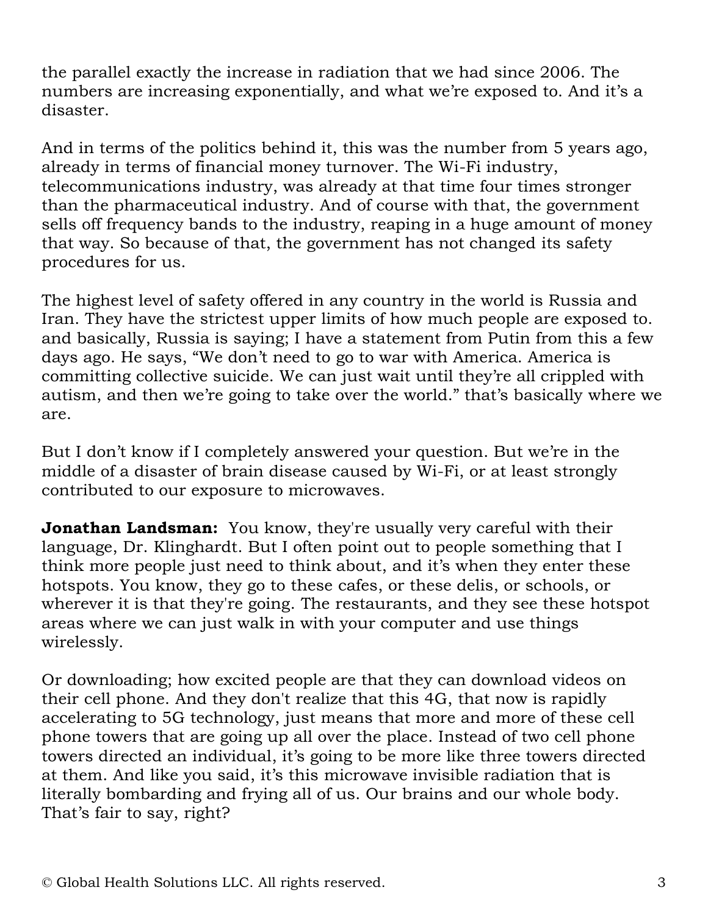the parallel exactly the increase in radiation that we had since 2006. The numbers are increasing exponentially, and what we're exposed to. And it's a disaster.

And in terms of the politics behind it, this was the number from 5 years ago, already in terms of financial money turnover. The Wi-Fi industry, telecommunications industry, was already at that time four times stronger than the pharmaceutical industry. And of course with that, the government sells off frequency bands to the industry, reaping in a huge amount of money that way. So because of that, the government has not changed its safety procedures for us.

The highest level of safety offered in any country in the world is Russia and Iran. They have the strictest upper limits of how much people are exposed to. and basically, Russia is saying; I have a statement from Putin from this a few days ago. He says, "We don't need to go to war with America. America is committing collective suicide. We can just wait until they're all crippled with autism, and then we're going to take over the world." that's basically where we are.

But I don't know if I completely answered your question. But we're in the middle of a disaster of brain disease caused by Wi-Fi, or at least strongly contributed to our exposure to microwaves.

**Jonathan Landsman:** You know, they're usually very careful with their language, Dr. Klinghardt. But I often point out to people something that I think more people just need to think about, and it's when they enter these hotspots. You know, they go to these cafes, or these delis, or schools, or wherever it is that they're going. The restaurants, and they see these hotspot areas where we can just walk in with your computer and use things wirelessly.

Or downloading; how excited people are that they can download videos on their cell phone. And they don't realize that this 4G, that now is rapidly accelerating to 5G technology, just means that more and more of these cell phone towers that are going up all over the place. Instead of two cell phone towers directed an individual, it's going to be more like three towers directed at them. And like you said, it's this microwave invisible radiation that is literally bombarding and frying all of us. Our brains and our whole body. That's fair to say, right?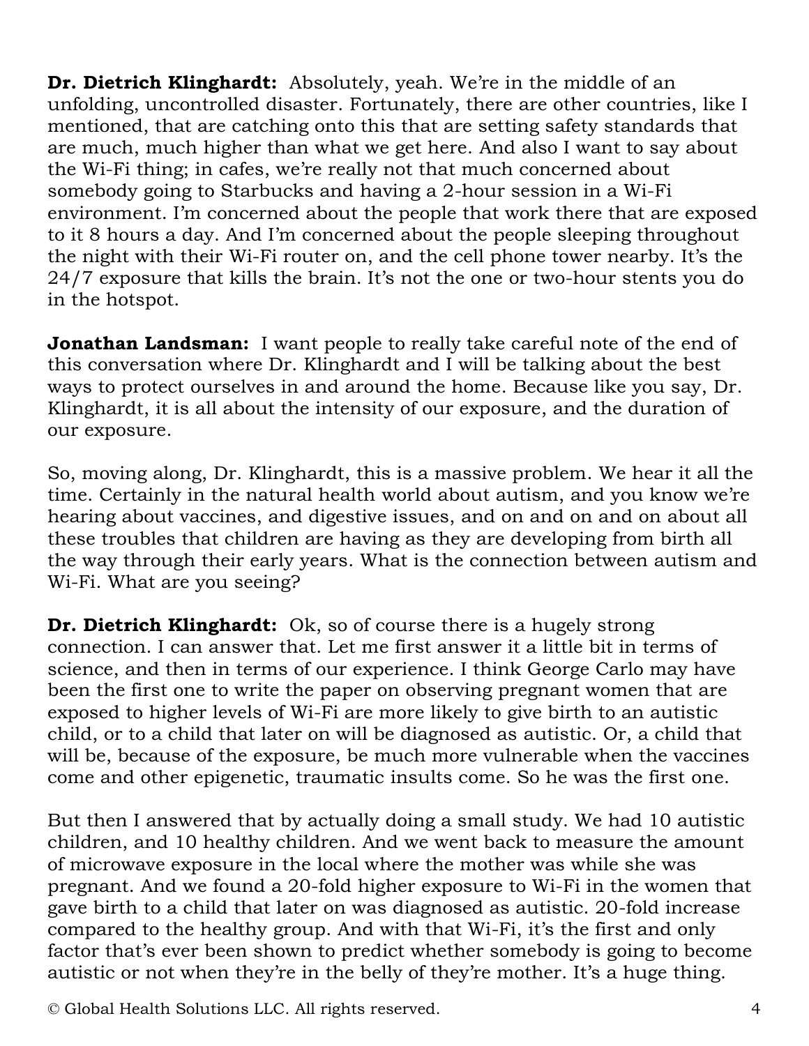**Dr. Dietrich Klinghardt:** Absolutely, yeah. We're in the middle of an unfolding, uncontrolled disaster. Fortunately, there are other countries, like I mentioned, that are catching onto this that are setting safety standards that are much, much higher than what we get here. And also I want to say about the Wi-Fi thing; in cafes, we're really not that much concerned about somebody going to Starbucks and having a 2-hour session in a Wi-Fi environment. I'm concerned about the people that work there that are exposed to it 8 hours a day. And I'm concerned about the people sleeping throughout the night with their Wi-Fi router on, and the cell phone tower nearby. It's the 24/7 exposure that kills the brain. It's not the one or two-hour stents you do in the hotspot.

**Jonathan Landsman:** I want people to really take careful note of the end of this conversation where Dr. Klinghardt and I will be talking about the best ways to protect ourselves in and around the home. Because like you say, Dr. Klinghardt, it is all about the intensity of our exposure, and the duration of our exposure.

So, moving along, Dr. Klinghardt, this is a massive problem. We hear it all the time. Certainly in the natural health world about autism, and you know we're hearing about vaccines, and digestive issues, and on and on and on about all these troubles that children are having as they are developing from birth all the way through their early years. What is the connection between autism and Wi-Fi. What are you seeing?

**Dr. Dietrich Klinghardt:** Ok, so of course there is a hugely strong connection. I can answer that. Let me first answer it a little bit in terms of science, and then in terms of our experience. I think George Carlo may have been the first one to write the paper on observing pregnant women that are exposed to higher levels of Wi-Fi are more likely to give birth to an autistic child, or to a child that later on will be diagnosed as autistic. Or, a child that will be, because of the exposure, be much more vulnerable when the vaccines come and other epigenetic, traumatic insults come. So he was the first one.

But then I answered that by actually doing a small study. We had 10 autistic children, and 10 healthy children. And we went back to measure the amount of microwave exposure in the local where the mother was while she was pregnant. And we found a 20-fold higher exposure to Wi-Fi in the women that gave birth to a child that later on was diagnosed as autistic. 20-fold increase compared to the healthy group. And with that Wi-Fi, it's the first and only factor that's ever been shown to predict whether somebody is going to become autistic or not when they're in the belly of they're mother. It's a huge thing.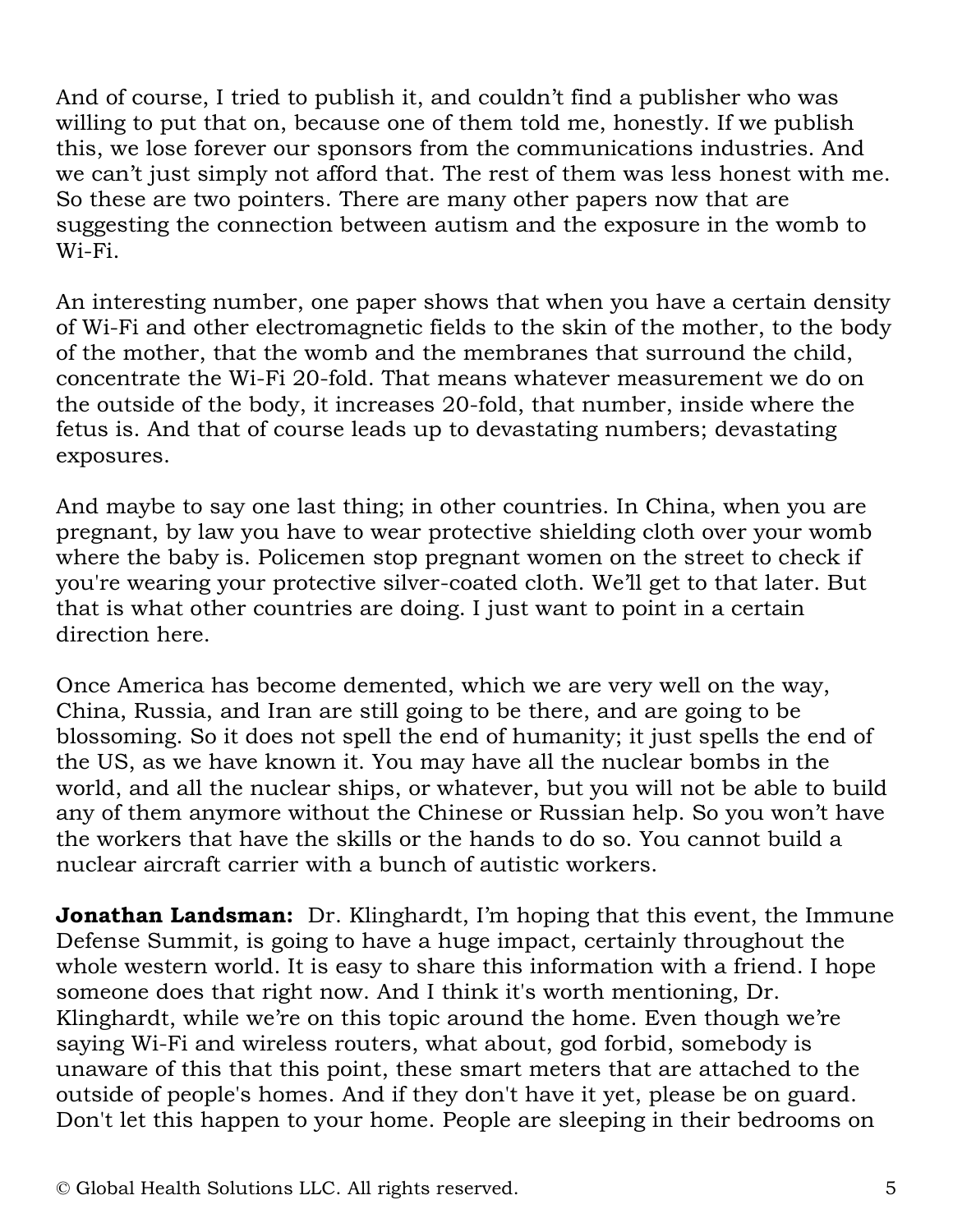And of course, I tried to publish it, and couldn't find a publisher who was willing to put that on, because one of them told me, honestly. If we publish this, we lose forever our sponsors from the communications industries. And we can't just simply not afford that. The rest of them was less honest with me. So these are two pointers. There are many other papers now that are suggesting the connection between autism and the exposure in the womb to Wi-Fi.

An interesting number, one paper shows that when you have a certain density of Wi-Fi and other electromagnetic fields to the skin of the mother, to the body of the mother, that the womb and the membranes that surround the child, concentrate the Wi-Fi 20-fold. That means whatever measurement we do on the outside of the body, it increases 20-fold, that number, inside where the fetus is. And that of course leads up to devastating numbers; devastating exposures.

And maybe to say one last thing; in other countries. In China, when you are pregnant, by law you have to wear protective shielding cloth over your womb where the baby is. Policemen stop pregnant women on the street to check if you're wearing your protective silver-coated cloth. We'll get to that later. But that is what other countries are doing. I just want to point in a certain direction here.

Once America has become demented, which we are very well on the way, China, Russia, and Iran are still going to be there, and are going to be blossoming. So it does not spell the end of humanity; it just spells the end of the US, as we have known it. You may have all the nuclear bombs in the world, and all the nuclear ships, or whatever, but you will not be able to build any of them anymore without the Chinese or Russian help. So you won't have the workers that have the skills or the hands to do so. You cannot build a nuclear aircraft carrier with a bunch of autistic workers.

**Jonathan Landsman:** Dr. Klinghardt, I'm hoping that this event, the Immune Defense Summit, is going to have a huge impact, certainly throughout the whole western world. It is easy to share this information with a friend. I hope someone does that right now. And I think it's worth mentioning, Dr. Klinghardt, while we're on this topic around the home. Even though we're saying Wi-Fi and wireless routers, what about, god forbid, somebody is unaware of this that this point, these smart meters that are attached to the outside of people's homes. And if they don't have it yet, please be on guard. Don't let this happen to your home. People are sleeping in their bedrooms on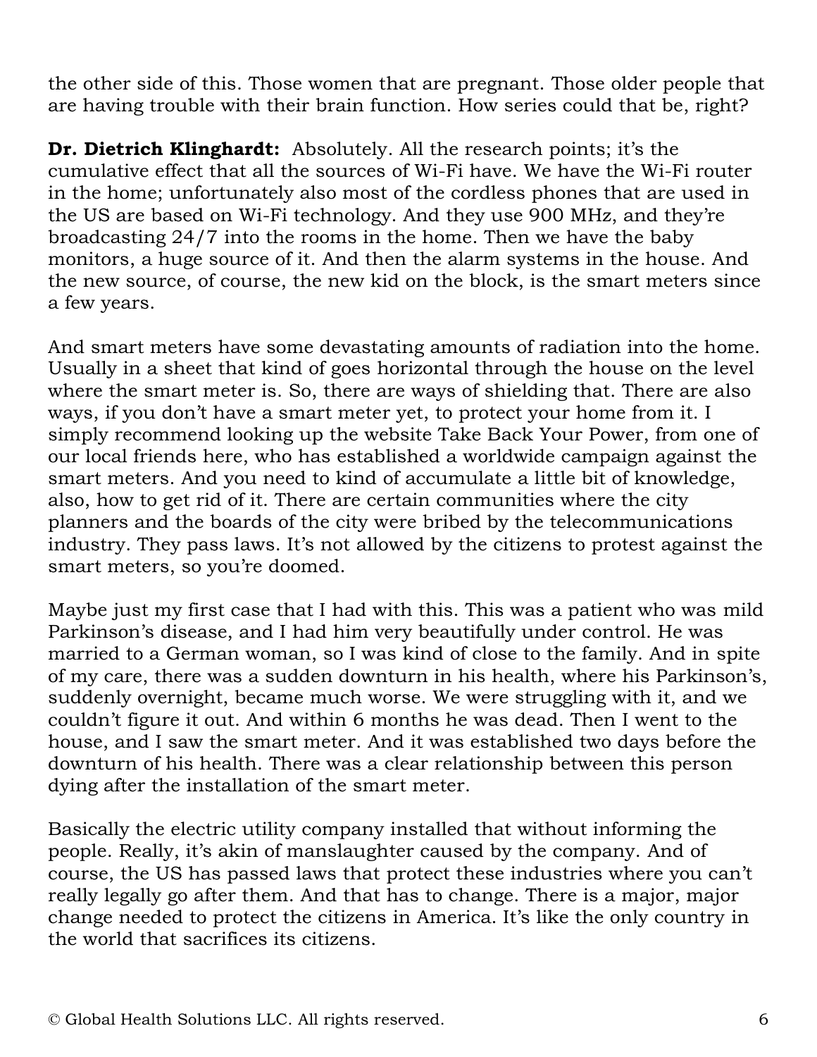the other side of this. Those women that are pregnant. Those older people that are having trouble with their brain function. How series could that be, right?

**Dr. Dietrich Klinghardt:** Absolutely. All the research points; it's the cumulative effect that all the sources of Wi-Fi have. We have the Wi-Fi router in the home; unfortunately also most of the cordless phones that are used in the US are based on Wi-Fi technology. And they use 900 MHz, and they're broadcasting 24/7 into the rooms in the home. Then we have the baby monitors, a huge source of it. And then the alarm systems in the house. And the new source, of course, the new kid on the block, is the smart meters since a few years.

And smart meters have some devastating amounts of radiation into the home. Usually in a sheet that kind of goes horizontal through the house on the level where the smart meter is. So, there are ways of shielding that. There are also ways, if you don't have a smart meter yet, to protect your home from it. I simply recommend looking up the website Take Back Your Power, from one of our local friends here, who has established a worldwide campaign against the smart meters. And you need to kind of accumulate a little bit of knowledge, also, how to get rid of it. There are certain communities where the city planners and the boards of the city were bribed by the telecommunications industry. They pass laws. It's not allowed by the citizens to protest against the smart meters, so you're doomed.

Maybe just my first case that I had with this. This was a patient who was mild Parkinson's disease, and I had him very beautifully under control. He was married to a German woman, so I was kind of close to the family. And in spite of my care, there was a sudden downturn in his health, where his Parkinson's, suddenly overnight, became much worse. We were struggling with it, and we couldn't figure it out. And within 6 months he was dead. Then I went to the house, and I saw the smart meter. And it was established two days before the downturn of his health. There was a clear relationship between this person dying after the installation of the smart meter.

Basically the electric utility company installed that without informing the people. Really, it's akin of manslaughter caused by the company. And of course, the US has passed laws that protect these industries where you can't really legally go after them. And that has to change. There is a major, major change needed to protect the citizens in America. It's like the only country in the world that sacrifices its citizens.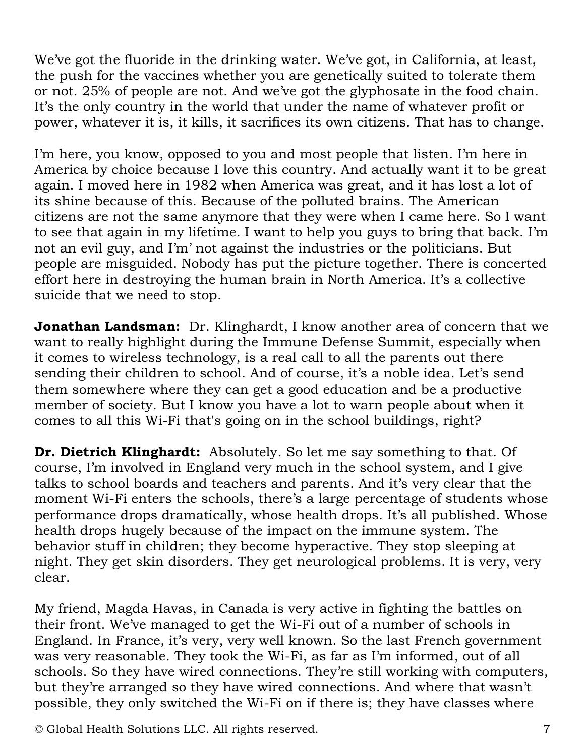We've got the fluoride in the drinking water. We've got, in California, at least, the push for the vaccines whether you are genetically suited to tolerate them or not. 25% of people are not. And we've got the glyphosate in the food chain. It's the only country in the world that under the name of whatever profit or power, whatever it is, it kills, it sacrifices its own citizens. That has to change.

I'm here, you know, opposed to you and most people that listen. I'm here in America by choice because I love this country. And actually want it to be great again. I moved here in 1982 when America was great, and it has lost a lot of its shine because of this. Because of the polluted brains. The American citizens are not the same anymore that they were when I came here. So I want to see that again in my lifetime. I want to help you guys to bring that back. I'm not an evil guy, and I'm' not against the industries or the politicians. But people are misguided. Nobody has put the picture together. There is concerted effort here in destroying the human brain in North America. It's a collective suicide that we need to stop.

**Jonathan Landsman:** Dr. Klinghardt, I know another area of concern that we want to really highlight during the Immune Defense Summit, especially when it comes to wireless technology, is a real call to all the parents out there sending their children to school. And of course, it's a noble idea. Let's send them somewhere where they can get a good education and be a productive member of society. But I know you have a lot to warn people about when it comes to all this Wi-Fi that's going on in the school buildings, right?

**Dr. Dietrich Klinghardt:** Absolutely. So let me say something to that. Of course, I'm involved in England very much in the school system, and I give talks to school boards and teachers and parents. And it's very clear that the moment Wi-Fi enters the schools, there's a large percentage of students whose performance drops dramatically, whose health drops. It's all published. Whose health drops hugely because of the impact on the immune system. The behavior stuff in children; they become hyperactive. They stop sleeping at night. They get skin disorders. They get neurological problems. It is very, very clear.

My friend, Magda Havas, in Canada is very active in fighting the battles on their front. We've managed to get the Wi-Fi out of a number of schools in England. In France, it's very, very well known. So the last French government was very reasonable. They took the Wi-Fi, as far as I'm informed, out of all schools. So they have wired connections. They're still working with computers, but they're arranged so they have wired connections. And where that wasn't possible, they only switched the Wi-Fi on if there is; they have classes where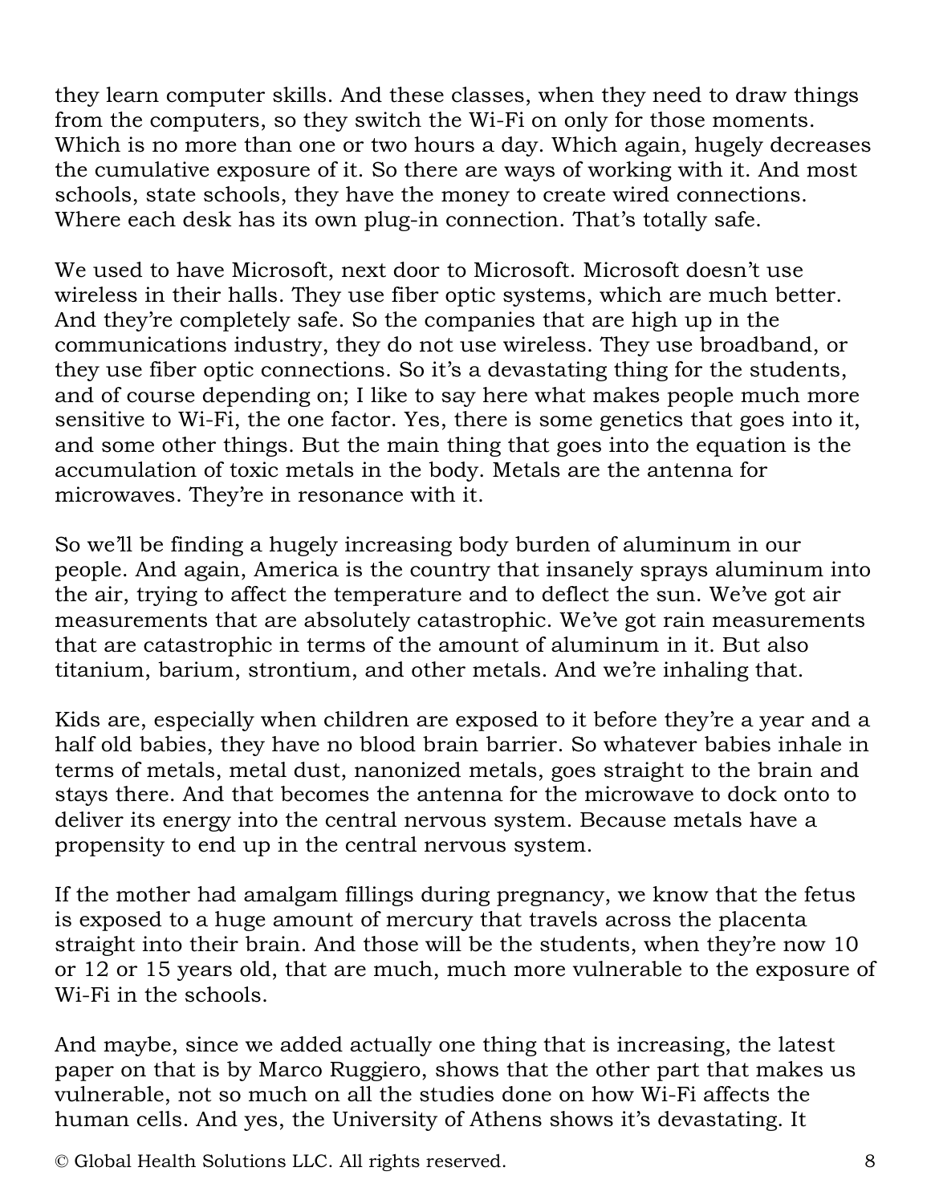they learn computer skills. And these classes, when they need to draw things from the computers, so they switch the Wi-Fi on only for those moments. Which is no more than one or two hours a day. Which again, hugely decreases the cumulative exposure of it. So there are ways of working with it. And most schools, state schools, they have the money to create wired connections. Where each desk has its own plug-in connection. That's totally safe.

We used to have Microsoft, next door to Microsoft. Microsoft doesn't use wireless in their halls. They use fiber optic systems, which are much better. And they're completely safe. So the companies that are high up in the communications industry, they do not use wireless. They use broadband, or they use fiber optic connections. So it's a devastating thing for the students, and of course depending on; I like to say here what makes people much more sensitive to Wi-Fi, the one factor. Yes, there is some genetics that goes into it, and some other things. But the main thing that goes into the equation is the accumulation of toxic metals in the body. Metals are the antenna for microwaves. They're in resonance with it.

So we'll be finding a hugely increasing body burden of aluminum in our people. And again, America is the country that insanely sprays aluminum into the air, trying to affect the temperature and to deflect the sun. We've got air measurements that are absolutely catastrophic. We've got rain measurements that are catastrophic in terms of the amount of aluminum in it. But also titanium, barium, strontium, and other metals. And we're inhaling that.

Kids are, especially when children are exposed to it before they're a year and a half old babies, they have no blood brain barrier. So whatever babies inhale in terms of metals, metal dust, nanonized metals, goes straight to the brain and stays there. And that becomes the antenna for the microwave to dock onto to deliver its energy into the central nervous system. Because metals have a propensity to end up in the central nervous system.

If the mother had amalgam fillings during pregnancy, we know that the fetus is exposed to a huge amount of mercury that travels across the placenta straight into their brain. And those will be the students, when they're now 10 or 12 or 15 years old, that are much, much more vulnerable to the exposure of Wi-Fi in the schools.

And maybe, since we added actually one thing that is increasing, the latest paper on that is by Marco Ruggiero, shows that the other part that makes us vulnerable, not so much on all the studies done on how Wi-Fi affects the human cells. And yes, the University of Athens shows it's devastating. It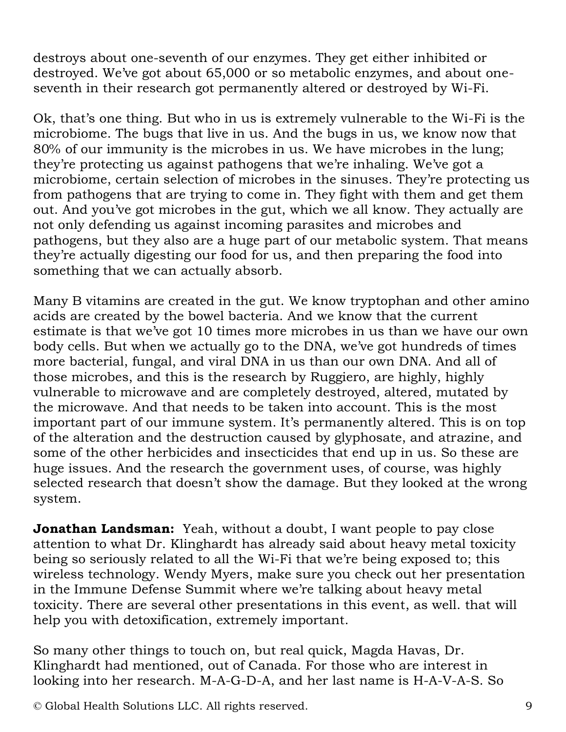destroys about one-seventh of our enzymes. They get either inhibited or destroyed. We've got about 65,000 or so metabolic enzymes, and about one-seventh in their research got permanently altered or destroyed by Wi-Fi.

Ok, that's one thing. But who in us is extremely vulnerable to the Wi-Fi is the microbiome. The bugs that live in us. And the bugs in us, we know now that 80% of our immunity is the microbes in us. We have microbes in the lung; they're protecting us against pathogens that we're inhaling. We've got a microbiome, certain selection of microbes in the sinuses. They're protecting us from pathogens that are trying to come in. They fight with them and get them out. And you've got microbes in the gut, which we all know. They actually are not only defending us against incoming parasites and microbes and pathogens, but they also are a huge part of our metabolic system. That means they're actually digesting our food for us, and then preparing the food into something that we can actually absorb.

Many B vitamins are created in the gut. We know tryptophan and other amino acids are created by the bowel bacteria. And we know that the current estimate is that we've got 10 times more microbes in us than we have our own body cells. But when we actually go to the DNA, we've got hundreds of times more bacterial, fungal, and viral DNA in us than our own DNA. And all of those microbes, and this is the research by Ruggiero, are highly, highly vulnerable to microwave and are completely destroyed, altered, mutated by the microwave. And that needs to be taken into account. This is the most important part of our immune system. It's permanently altered. This is on top of the alteration and the destruction caused by glyphosate, and atrazine, and some of the other herbicides and insecticides that end up in us. So these are huge issues. And the research the government uses, of course, was highly selected research that doesn't show the damage. But they looked at the wrong system.

**Jonathan Landsman:** Yeah, without a doubt, I want people to pay close attention to what Dr. Klinghardt has already said about heavy metal toxicity being so seriously related to all the Wi-Fi that we're being exposed to; this wireless technology. Wendy Myers, make sure you check out her presentation in the Immune Defense Summit where we're talking about heavy metal toxicity. There are several other presentations in this event, as well. that will help you with detoxification, extremely important.

So many other things to touch on, but real quick, Magda Havas, Dr. Klinghardt had mentioned, out of Canada. For those who are interest in looking into her research. M-A-G-D-A, and her last name is H-A-V-A-S. So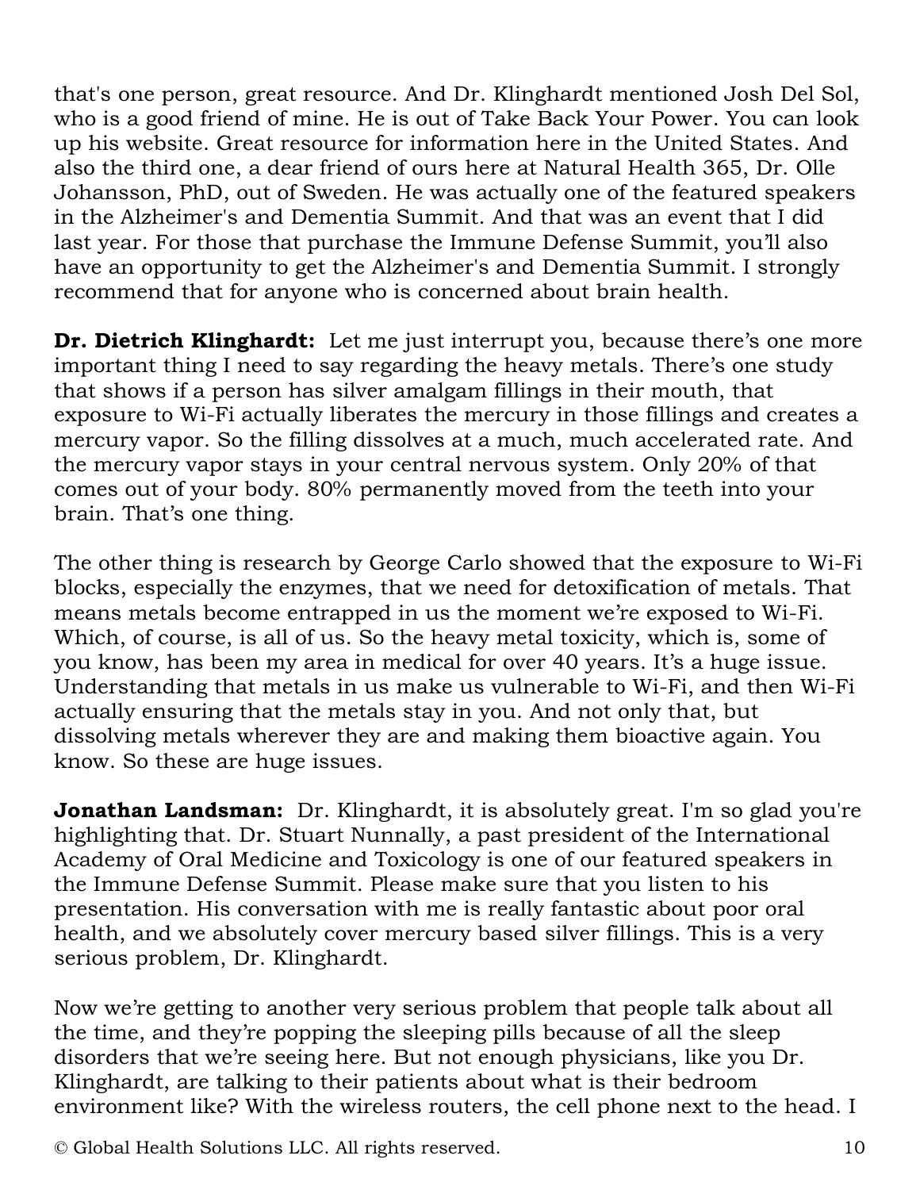that's one person, great resource. And Dr. Klinghardt mentioned Josh Del Sol, who is a good friend of mine. He is out of Take Back Your Power. You can look up his website. Great resource for information here in the United States. And also the third one, a dear friend of ours here at Natural Health 365, Dr. Olle Johansson, PhD, out of Sweden. He was actually one of the featured speakers in the Alzheimer's and Dementia Summit. And that was an event that I did last year. For those that purchase the Immune Defense Summit, you'll also have an opportunity to get the Alzheimer's and Dementia Summit. I strongly recommend that for anyone who is concerned about brain health.

**Dr. Dietrich Klinghardt:** Let me just interrupt you, because there's one more important thing I need to say regarding the heavy metals. There's one study that shows if a person has silver amalgam fillings in their mouth, that exposure to Wi-Fi actually liberates the mercury in those fillings and creates a mercury vapor. So the filling dissolves at a much, much accelerated rate. And the mercury vapor stays in your central nervous system. Only 20% of that comes out of your body. 80% permanently moved from the teeth into your brain. That's one thing.

The other thing is research by George Carlo showed that the exposure to Wi-Fi blocks, especially the enzymes, that we need for detoxification of metals. That means metals become entrapped in us the moment we're exposed to Wi-Fi. Which, of course, is all of us. So the heavy metal toxicity, which is, some of you know, has been my area in medical for over 40 years. It's a huge issue. Understanding that metals in us make us vulnerable to Wi-Fi, and then Wi-Fi actually ensuring that the metals stay in you. And not only that, but dissolving metals wherever they are and making them bioactive again. You know. So these are huge issues.

**Jonathan Landsman:** Dr. Klinghardt, it is absolutely great. I'm so glad you're highlighting that. Dr. Stuart Nunnally, a past president of the International Academy of Oral Medicine and Toxicology is one of our featured speakers in the Immune Defense Summit. Please make sure that you listen to his presentation. His conversation with me is really fantastic about poor oral health, and we absolutely cover mercury based silver fillings. This is a very serious problem, Dr. Klinghardt.

Now we're getting to another very serious problem that people talk about all the time, and they're popping the sleeping pills because of all the sleep disorders that we're seeing here. But not enough physicians, like you Dr. Klinghardt, are talking to their patients about what is their bedroom environment like? With the wireless routers, the cell phone next to the head. I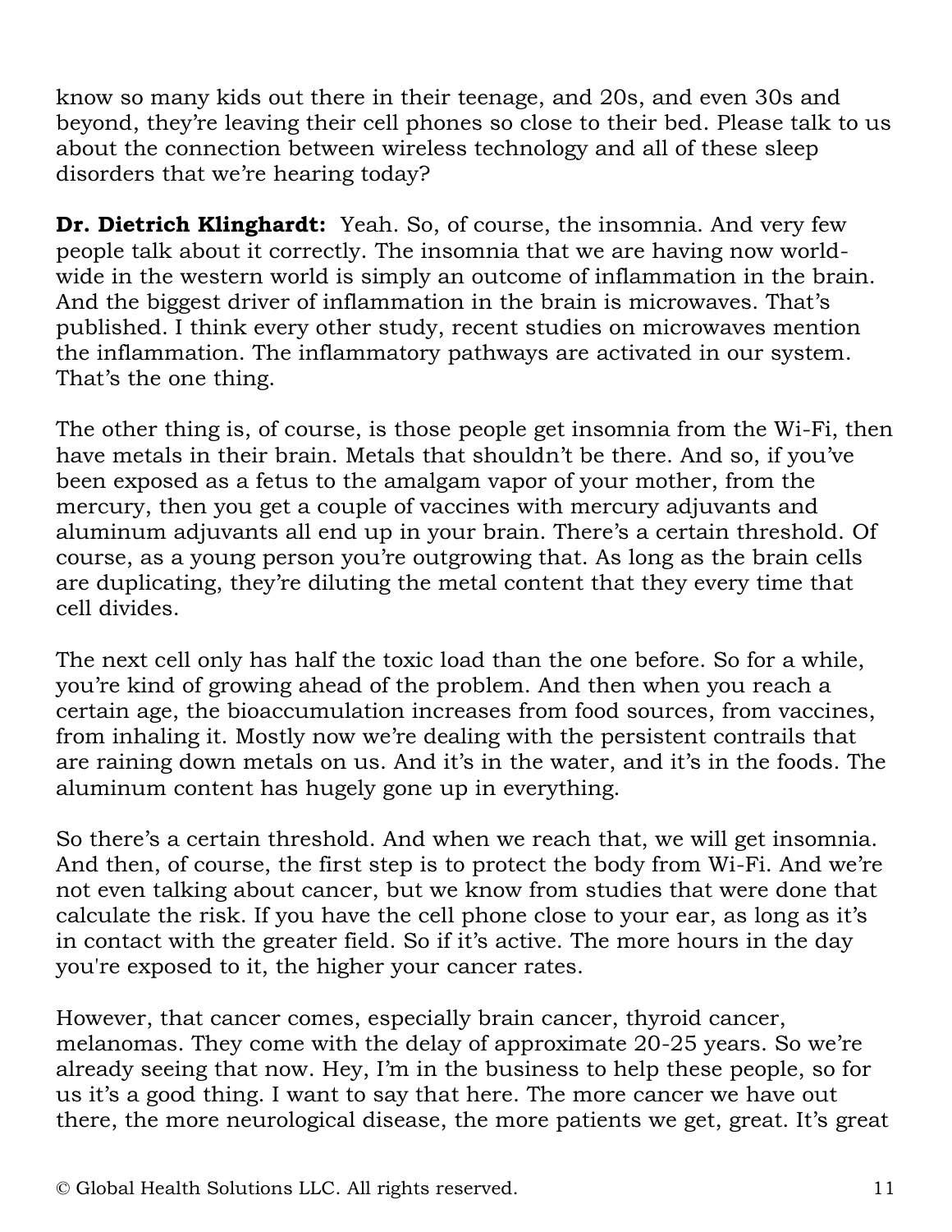know so many kids out there in their teenage, and 20s, and even 30s and beyond, they're leaving their cell phones so close to their bed. Please talk to us about the connection between wireless technology and all of these sleep disorders that we're hearing today?

**Dr. Dietrich Klinghardt:** Yeah. So, of course, the insomnia. And very few people talk about it correctly. The insomnia that we are having now world-wide in the western world is simply an outcome of inflammation in the brain. And the biggest driver of inflammation in the brain is microwaves. That's published. I think every other study, recent studies on microwaves mention the inflammation. The inflammatory pathways are activated in our system. That's the one thing.

The other thing is, of course, is those people get insomnia from the Wi-Fi, then have metals in their brain. Metals that shouldn't be there. And so, if you've been exposed as a fetus to the amalgam vapor of your mother, from the mercury, then you get a couple of vaccines with mercury adjuvants and aluminum adjuvants all end up in your brain. There's a certain threshold. Of course, as a young person you're outgrowing that. As long as the brain cells are duplicating, they're diluting the metal content that they every time that cell divides.

The next cell only has half the toxic load than the one before. So for a while, you're kind of growing ahead of the problem. And then when you reach a certain age, the bioaccumulation increases from food sources, from vaccines, from inhaling it. Mostly now we're dealing with the persistent contrails that are raining down metals on us. And it's in the water, and it's in the foods. The aluminum content has hugely gone up in everything.

So there's a certain threshold. And when we reach that, we will get insomnia. And then, of course, the first step is to protect the body from Wi-Fi. And we're not even talking about cancer, but we know from studies that were done that calculate the risk. If you have the cell phone close to your ear, as long as it's in contact with the greater field. So if it's active. The more hours in the day you're exposed to it, the higher your cancer rates.

However, that cancer comes, especially brain cancer, thyroid cancer, melanomas. They come with the delay of approximate 20-25 years. So we're already seeing that now. Hey, I'm in the business to help these people, so for us it's a good thing. I want to say that here. The more cancer we have out there, the more neurological disease, the more patients we get, great. It's great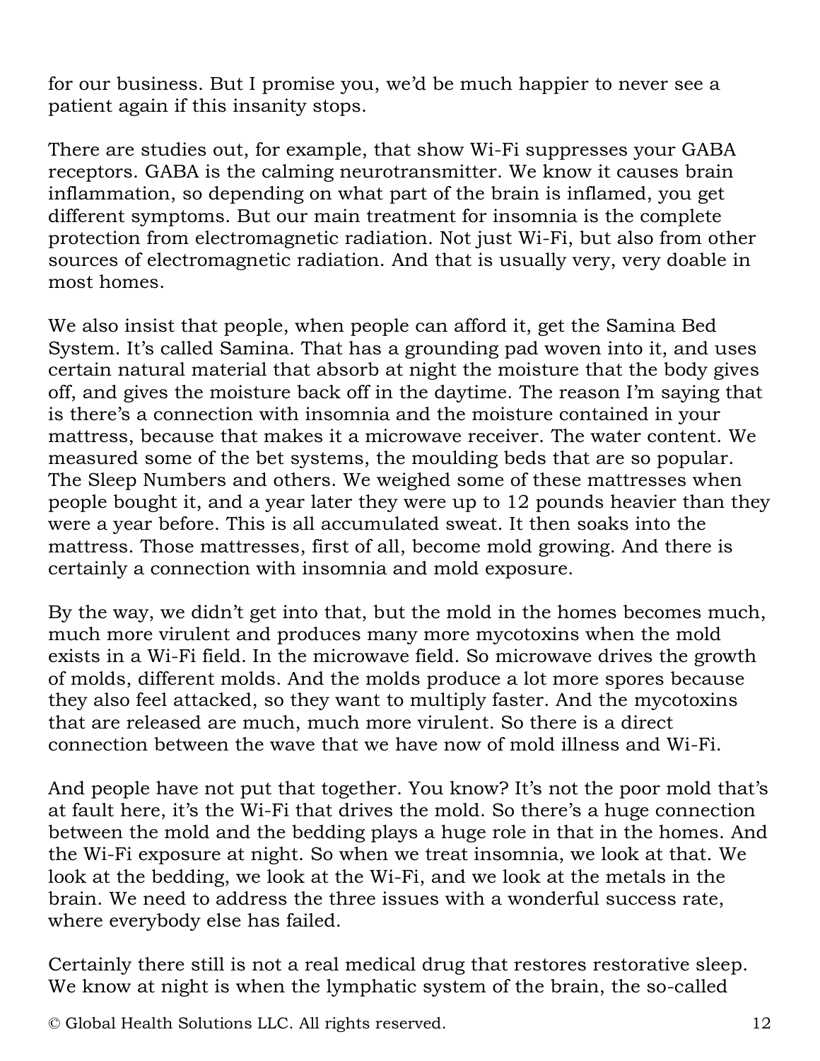for our business. But I promise you, we'd be much happier to never see a patient again if this insanity stops.

There are studies out, for example, that show Wi-Fi suppresses your GABA receptors. GABA is the calming neurotransmitter. We know it causes brain inflammation, so depending on what part of the brain is inflamed, you get different symptoms. But our main treatment for insomnia is the complete protection from electromagnetic radiation. Not just Wi-Fi, but also from other sources of electromagnetic radiation. And that is usually very, very doable in most homes.

We also insist that people, when people can afford it, get the Samina Bed System. It's called Samina. That has a grounding pad woven into it, and uses certain natural material that absorb at night the moisture that the body gives off, and gives the moisture back off in the daytime. The reason I'm saying that is there's a connection with insomnia and the moisture contained in your mattress, because that makes it a microwave receiver. The water content. We measured some of the bet systems, the moulding beds that are so popular. The Sleep Numbers and others. We weighed some of these mattresses when people bought it, and a year later they were up to 12 pounds heavier than they were a year before. This is all accumulated sweat. It then soaks into the mattress. Those mattresses, first of all, become mold growing. And there is certainly a connection with insomnia and mold exposure.

By the way, we didn't get into that, but the mold in the homes becomes much, much more virulent and produces many more mycotoxins when the mold exists in a Wi-Fi field. In the microwave field. So microwave drives the growth of molds, different molds. And the molds produce a lot more spores because they also feel attacked, so they want to multiply faster. And the mycotoxins that are released are much, much more virulent. So there is a direct connection between the wave that we have now of mold illness and Wi-Fi.

And people have not put that together. You know? It's not the poor mold that's at fault here, it's the Wi-Fi that drives the mold. So there's a huge connection between the mold and the bedding plays a huge role in that in the homes. And the Wi-Fi exposure at night. So when we treat insomnia, we look at that. We look at the bedding, we look at the Wi-Fi, and we look at the metals in the brain. We need to address the three issues with a wonderful success rate, where everybody else has failed.

Certainly there still is not a real medical drug that restores restorative sleep. We know at night is when the lymphatic system of the brain, the so-called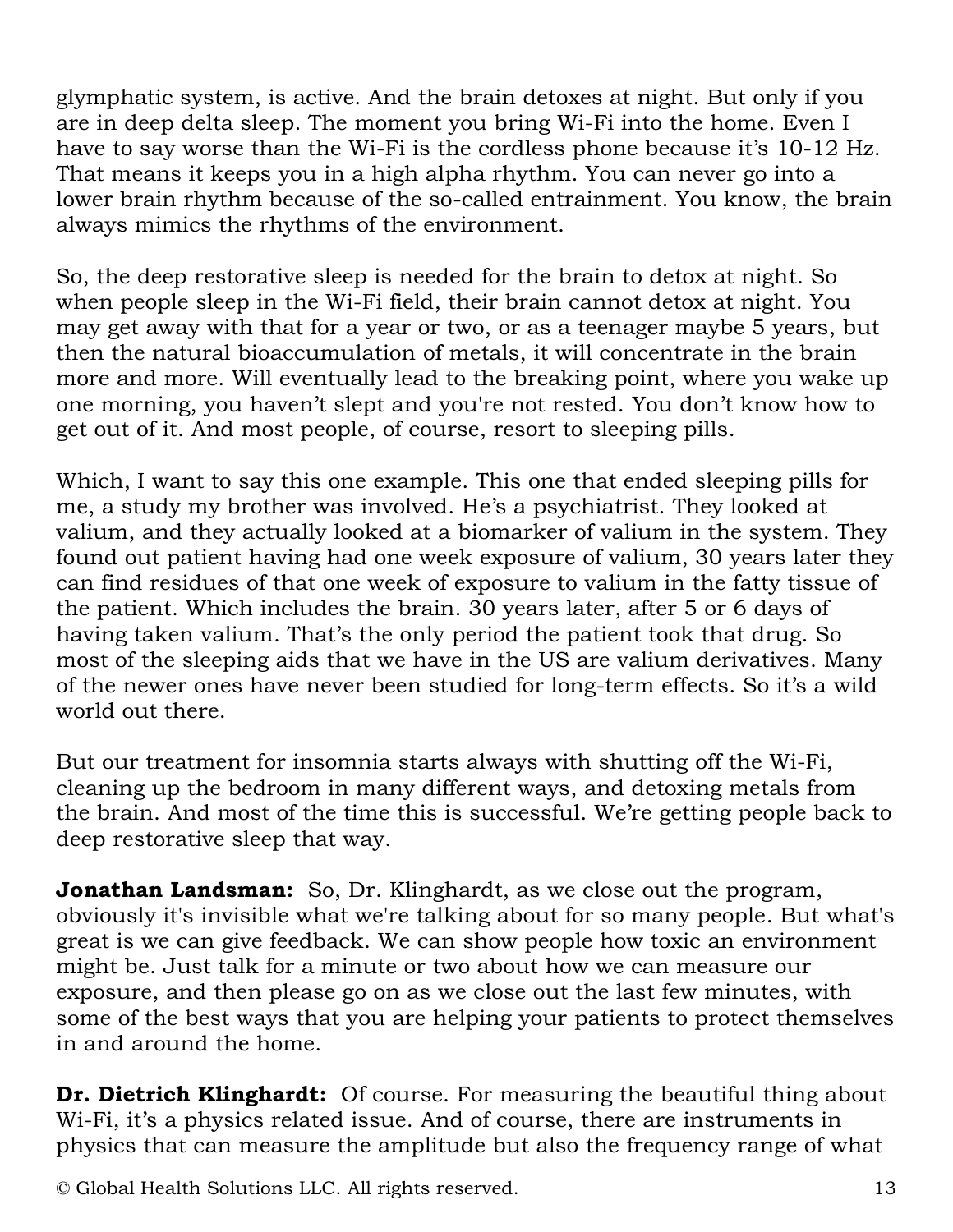glymphatic system, is active. And the brain detoxes at night. But only if you are in deep delta sleep. The moment you bring Wi-Fi into the home. Even I have to say worse than the Wi-Fi is the cordless phone because it's 10-12 Hz. That means it keeps you in a high alpha rhythm. You can never go into a lower brain rhythm because of the so-called entrainment. You know, the brain always mimics the rhythms of the environment.

So, the deep restorative sleep is needed for the brain to detox at night. So when people sleep in the Wi-Fi field, their brain cannot detox at night. You may get away with that for a year or two, or as a teenager maybe 5 years, but then the natural bioaccumulation of metals, it will concentrate in the brain more and more. Will eventually lead to the breaking point, where you wake up one morning, you haven't slept and you're not rested. You don't know how to get out of it. And most people, of course, resort to sleeping pills.

Which, I want to say this one example. This one that ended sleeping pills for me, a study my brother was involved. He's a psychiatrist. They looked at valium, and they actually looked at a biomarker of valium in the system. They found out patient having had one week exposure of valium, 30 years later they can find residues of that one week of exposure to valium in the fatty tissue of the patient. Which includes the brain. 30 years later, after 5 or 6 days of having taken valium. That's the only period the patient took that drug. So most of the sleeping aids that we have in the US are valium derivatives. Many of the newer ones have never been studied for long-term effects. So it's a wild world out there.

But our treatment for insomnia starts always with shutting off the Wi-Fi, cleaning up the bedroom in many different ways, and detoxing metals from the brain. And most of the time this is successful. We're getting people back to deep restorative sleep that way.

**Jonathan Landsman:** So, Dr. Klinghardt, as we close out the program, obviously it's invisible what we're talking about for so many people. But what's great is we can give feedback. We can show people how toxic an environment might be. Just talk for a minute or two about how we can measure our exposure, and then please go on as we close out the last few minutes, with some of the best ways that you are helping your patients to protect themselves in and around the home.

**Dr. Dietrich Klinghardt:** Of course. For measuring the beautiful thing about Wi-Fi, it's a physics related issue. And of course, there are instruments in physics that can measure the amplitude but also the frequency range of what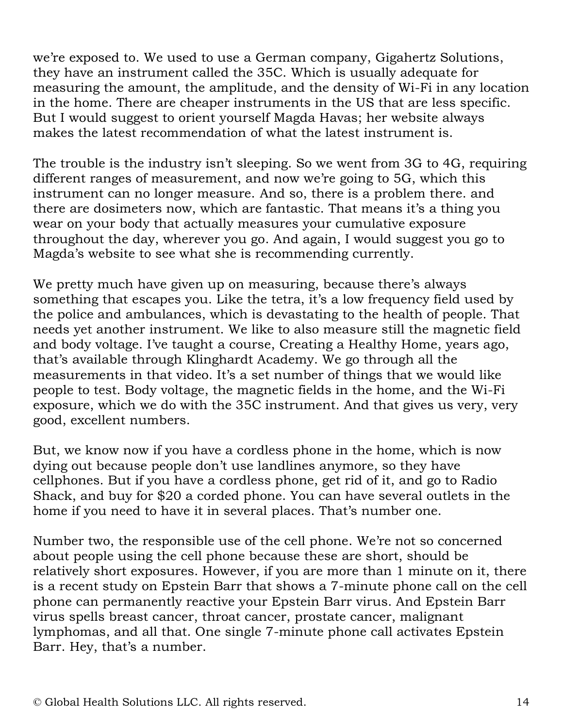we're exposed to. We used to use a German company, Gigahertz Solutions, they have an instrument called the 35C. Which is usually adequate for measuring the amount, the amplitude, and the density of Wi-Fi in any location in the home. There are cheaper instruments in the US that are less specific. But I would suggest to orient yourself Magda Havas; her website always makes the latest recommendation of what the latest instrument is.

The trouble is the industry isn't sleeping. So we went from 3G to 4G, requiring different ranges of measurement, and now we're going to 5G, which this instrument can no longer measure. And so, there is a problem there. and there are dosimeters now, which are fantastic. That means it's a thing you wear on your body that actually measures your cumulative exposure throughout the day, wherever you go. And again, I would suggest you go to Magda's website to see what she is recommending currently.

We pretty much have given up on measuring, because there's always something that escapes you. Like the tetra, it's a low frequency field used by the police and ambulances, which is devastating to the health of people. That needs yet another instrument. We like to also measure still the magnetic field and body voltage. I've taught a course, Creating a Healthy Home, years ago, that's available through Klinghardt Academy. We go through all the measurements in that video. It's a set number of things that we would like people to test. Body voltage, the magnetic fields in the home, and the Wi-Fi exposure, which we do with the 35C instrument. And that gives us very, very good, excellent numbers.

But, we know now if you have a cordless phone in the home, which is now dying out because people don't use landlines anymore, so they have cellphones. But if you have a cordless phone, get rid of it, and go to Radio Shack, and buy for $20 a corded phone. You can have several outlets in the home if you need to have it in several places. That's number one.

Number two, the responsible use of the cell phone. We're not so concerned about people using the cell phone because these are short, should be relatively short exposures. However, if you are more than 1 minute on it, there is a recent study on Epstein Barr that shows a 7-minute phone call on the cell phone can permanently reactive your Epstein Barr virus. And Epstein Barr virus spells breast cancer, throat cancer, prostate cancer, malignant lymphomas, and all that. One single 7-minute phone call activates Epstein Barr. Hey, that's a number.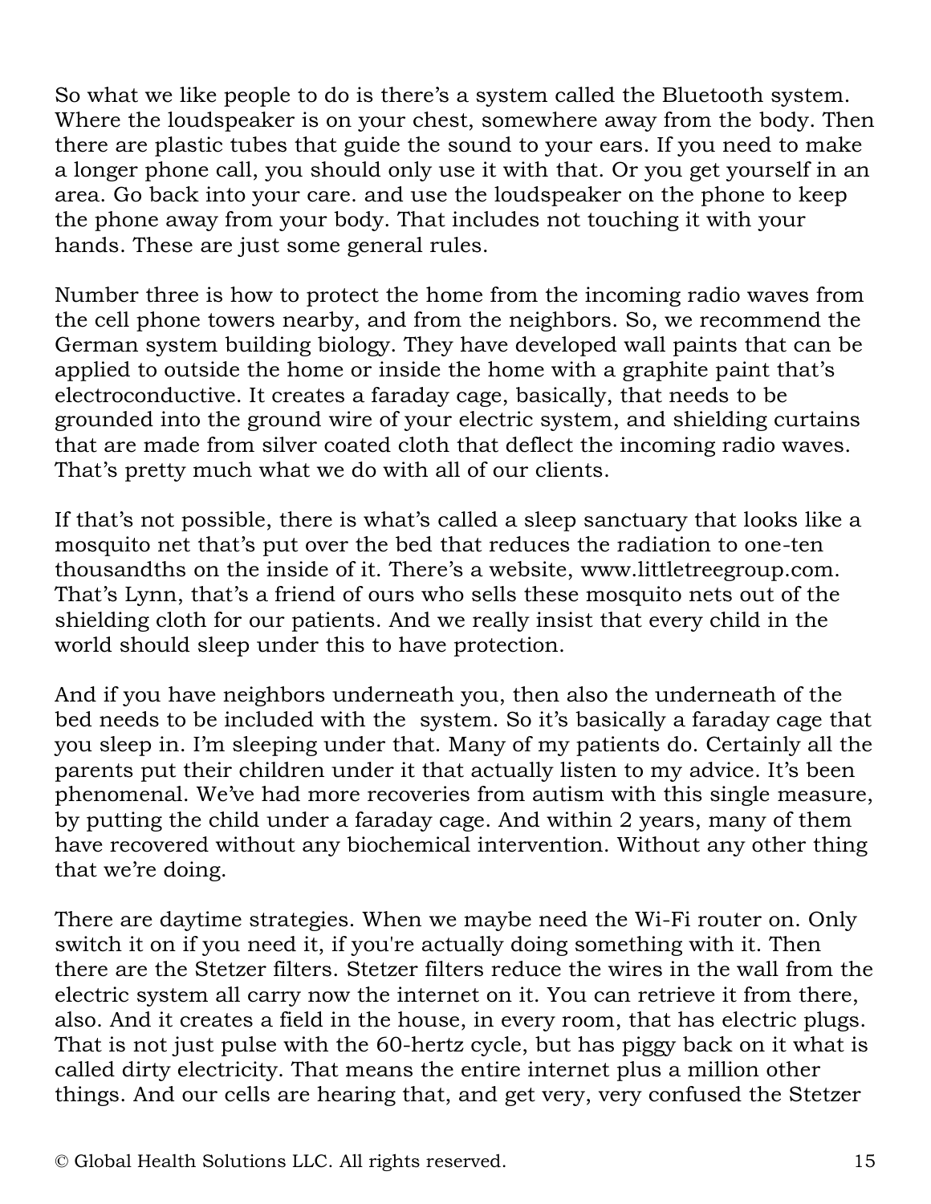So what we like people to do is there's a system called the Bluetooth system. Where the loudspeaker is on your chest, somewhere away from the body. Then there are plastic tubes that guide the sound to your ears. If you need to make a longer phone call, you should only use it with that. Or you get yourself in an area. Go back into your care. and use the loudspeaker on the phone to keep the phone away from your body. That includes not touching it with your hands. These are just some general rules.

Number three is how to protect the home from the incoming radio waves from the cell phone towers nearby, and from the neighbors. So, we recommend the German system building biology. They have developed wall paints that can be applied to outside the home or inside the home with a graphite paint that's electroconductive. It creates a faraday cage, basically, that needs to be grounded into the ground wire of your electric system, and shielding curtains that are made from silver coated cloth that deflect the incoming radio waves. That's pretty much what we do with all of our clients.

If that's not possible, there is what's called a sleep sanctuary that looks like a mosquito net that's put over the bed that reduces the radiation to one-ten thousandths on the inside of it. There's a website, www.littletreegroup.com. That's Lynn, that's a friend of ours who sells these mosquito nets out of the shielding cloth for our patients. And we really insist that every child in the world should sleep under this to have protection.

And if you have neighbors underneath you, then also the underneath of the bed needs to be included with the system. So it's basically a faraday cage that you sleep in. I'm sleeping under that. Many of my patients do. Certainly all the parents put their children under it that actually listen to my advice. It's been phenomenal. We've had more recoveries from autism with this single measure, by putting the child under a faraday cage. And within 2 years, many of them have recovered without any biochemical intervention. Without any other thing that we're doing.

There are daytime strategies. When we maybe need the Wi-Fi router on. Only switch it on if you need it, if you're actually doing something with it. Then there are the Stetzer filters. Stetzer filters reduce the wires in the wall from the electric system all carry now the internet on it. You can retrieve it from there, also. And it creates a field in the house, in every room, that has electric plugs. That is not just pulse with the 60-hertz cycle, but has piggy back on it what is called dirty electricity. That means the entire internet plus a million other things. And our cells are hearing that, and get very, very confused the Stetzer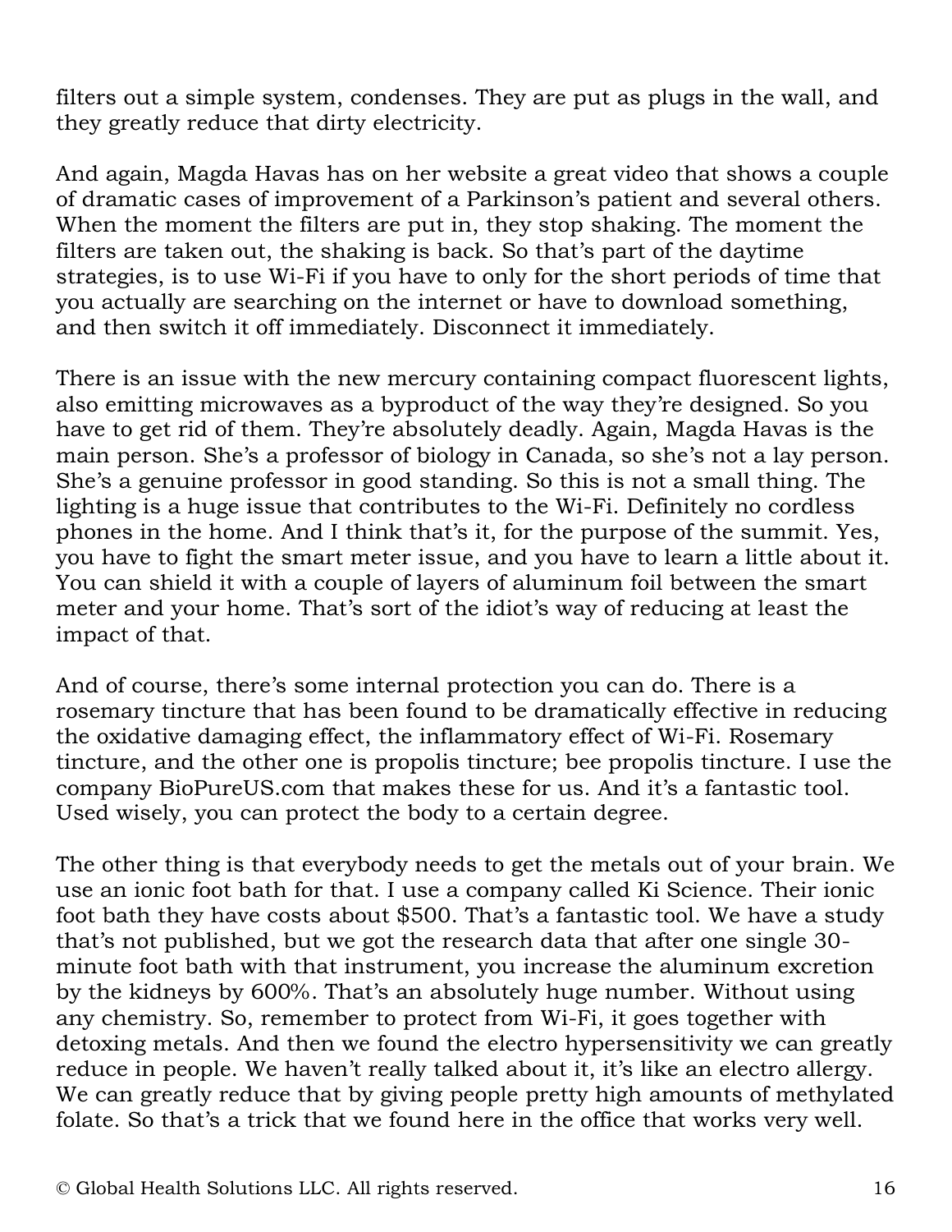filters out a simple system, condenses. They are put as plugs in the wall, and they greatly reduce that dirty electricity.

And again, Magda Havas has on her website a great video that shows a couple of dramatic cases of improvement of a Parkinson's patient and several others. When the moment the filters are put in, they stop shaking. The moment the filters are taken out, the shaking is back. So that's part of the daytime strategies, is to use Wi-Fi if you have to only for the short periods of time that you actually are searching on the internet or have to download something, and then switch it off immediately. Disconnect it immediately.

There is an issue with the new mercury containing compact fluorescent lights, also emitting microwaves as a byproduct of the way they're designed. So you have to get rid of them. They're absolutely deadly. Again, Magda Havas is the main person. She's a professor of biology in Canada, so she's not a lay person. She's a genuine professor in good standing. So this is not a small thing. The lighting is a huge issue that contributes to the Wi-Fi. Definitely no cordless phones in the home. And I think that's it, for the purpose of the summit. Yes, you have to fight the smart meter issue, and you have to learn a little about it. You can shield it with a couple of layers of aluminum foil between the smart meter and your home. That's sort of the idiot's way of reducing at least the impact of that.

And of course, there's some internal protection you can do. There is a rosemary tincture that has been found to be dramatically effective in reducing the oxidative damaging effect, the inflammatory effect of Wi-Fi. Rosemary tincture, and the other one is propolis tincture; bee propolis tincture. I use the company BioPureUS.com that makes these for us. And it's a fantastic tool. Used wisely, you can protect the body to a certain degree.

The other thing is that everybody needs to get the metals out of your brain. We use an ionic foot bath for that. I use a company called Ki Science. Their ionic foot bath they have costs about $500. That's a fantastic tool. We have a study that's not published, but we got the research data that after one single 30-minute foot bath with that instrument, you increase the aluminum excretion by the kidneys by 600%. That's an absolutely huge number. Without using any chemistry. So, remember to protect from Wi-Fi, it goes together with detoxing metals. And then we found the electro hypersensitivity we can greatly reduce in people. We haven't really talked about it, it's like an electro allergy. We can greatly reduce that by giving people pretty high amounts of methylated folate. So that's a trick that we found here in the office that works very well.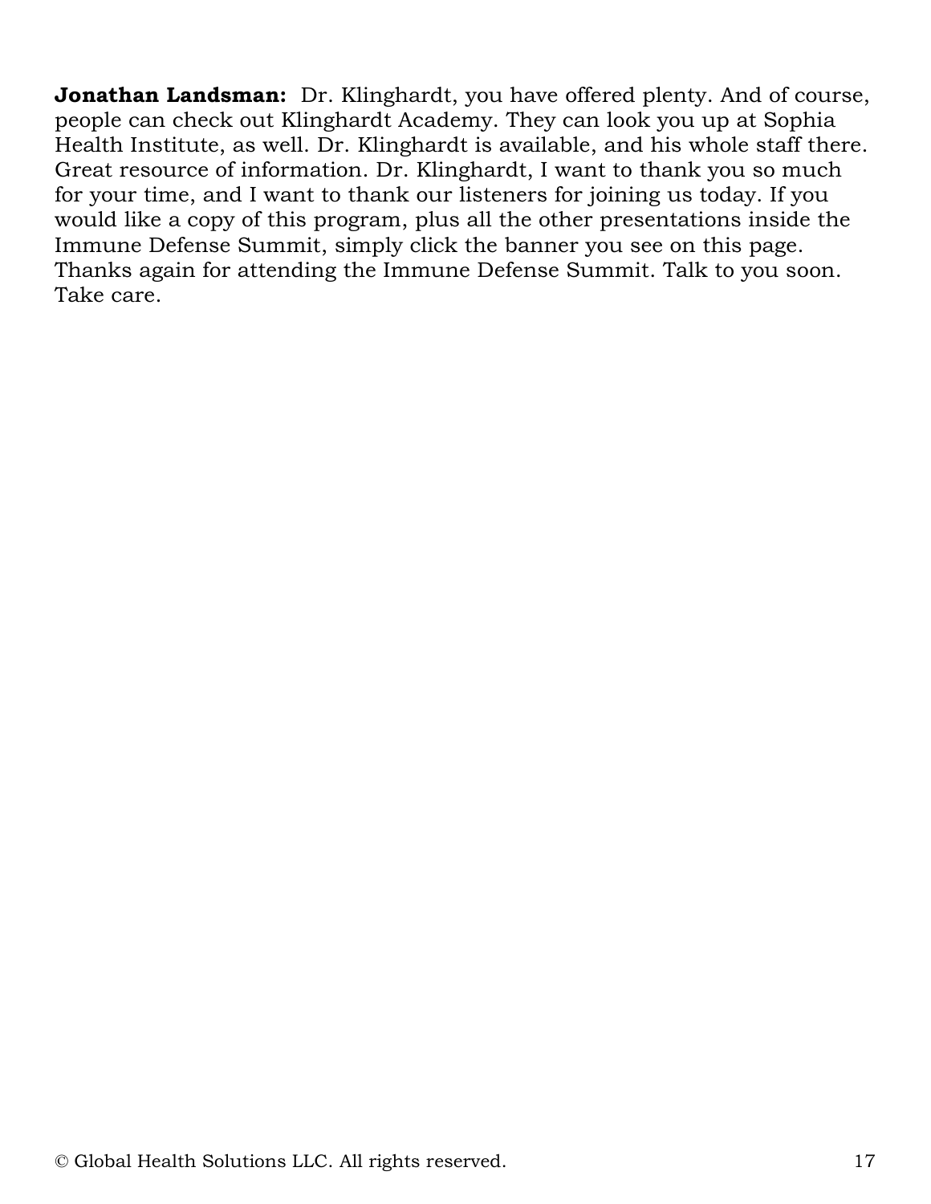**Jonathan Landsman:** Dr. Klinghardt, you have offered plenty. And of course, people can check out Klinghardt Academy. They can look you up at Sophia Health Institute, as well. Dr. Klinghardt is available, and his whole staff there. Great resource of information. Dr. Klinghardt, I want to thank you so much for your time, and I want to thank our listeners for joining us today. If you would like a copy of this program, plus all the other presentations inside the Immune Defense Summit, simply click the banner you see on this page. Thanks again for attending the Immune Defense Summit. Talk to you soon. Take care.